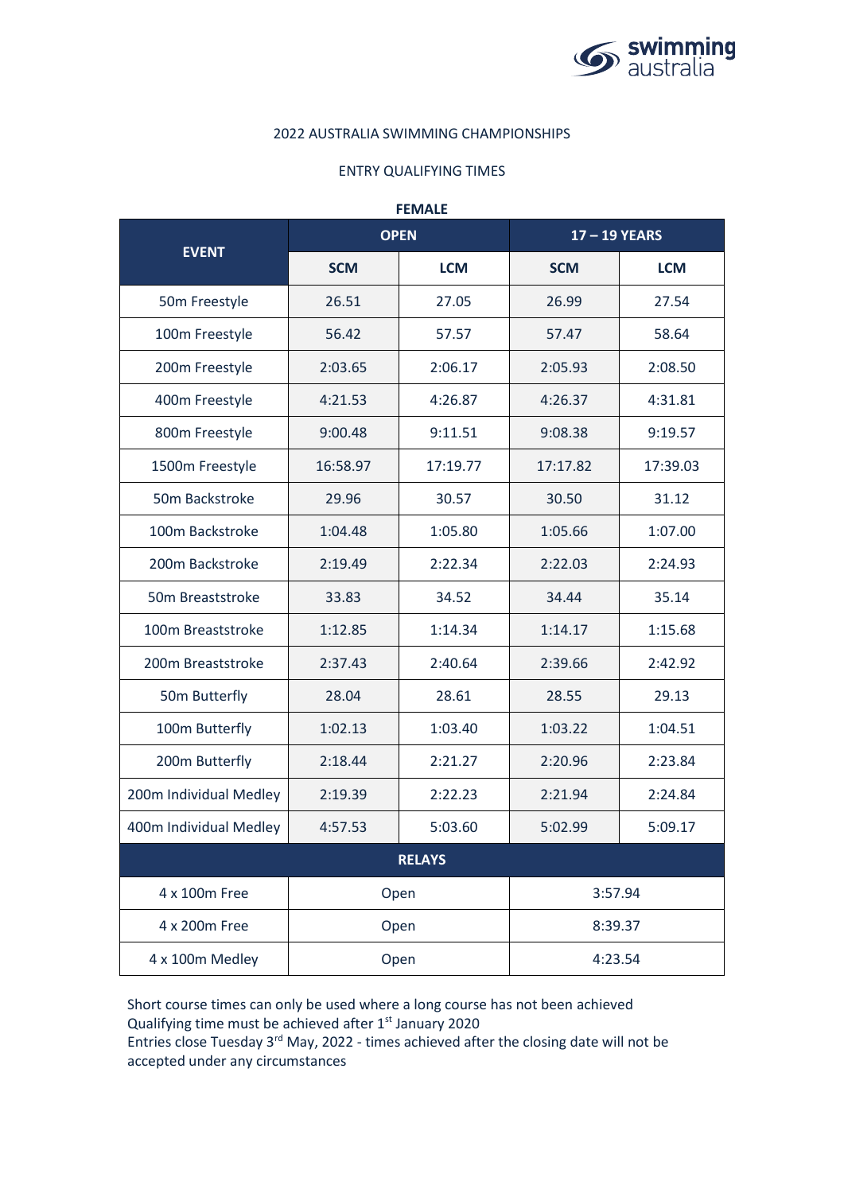2022 AUSTRALIA SWIMMING CHAMPIONSHIPS

ENTRY QUALIFYING TIMES

**FEMALE**

| EVENT | OPEN | | 17 – 19 YEARS | |
|---|---|---|---|---|
| | SCM | LCM | SCM | LCM |
| 50m Freestyle | 26.51 | 27.05 | 26.99 | 27.54 |
| 100m Freestyle | 56.42 | 57.57 | 57.47 | 58.64 |
| 200m Freestyle | 2:03.65 | 2:06.17 | 2:05.93 | 2:08.50 |
| 400m Freestyle | 4:21.53 | 4:26.87 | 4:26.37 | 4:31.81 |
| 800m Freestyle | 9:00.48 | 9:11.51 | 9:08.38 | 9:19.57 |
| 1500m Freestyle | 16:58.97 | 17:19.77 | 17:17.82 | 17:39.03 |
| 50m Backstroke | 29.96 | 30.57 | 30.50 | 31.12 |
| 100m Backstroke | 1:04.48 | 1:05.80 | 1:05.66 | 1:07.00 |
| 200m Backstroke | 2:19.49 | 2:22.34 | 2:22.03 | 2:24.93 |
| 50m Breaststroke | 33.83 | 34.52 | 34.44 | 35.14 |
| 100m Breaststroke | 1:12.85 | 1:14.34 | 1:14.17 | 1:15.68 |
| 200m Breaststroke | 2:37.43 | 2:40.64 | 2:39.66 | 2:42.92 |
| 50m Butterfly | 28.04 | 28.61 | 28.55 | 29.13 |
| 100m Butterfly | 1:02.13 | 1:03.40 | 1:03.22 | 1:04.51 |
| 200m Butterfly | 2:18.44 | 2:21.27 | 2:20.96 | 2:23.84 |
| 200m Individual Medley | 2:19.39 | 2:22.23 | 2:21.94 | 2:24.84 |
| 400m Individual Medley | 4:57.53 | 5:03.60 | 5:02.99 | 5:09.17 |
| **RELAYS** | | | | |
| 4 x 100m Free | Open | | 3:57.94 | |
| 4 x 200m Free | Open | | 8:39.37 | |
| 4 x 100m Medley | Open | | 4:23.54 | |

Short course times can only be used where a long course has not been achieved
Qualifying time must be achieved after 1st January 2020
Entries close Tuesday 3rd May, 2022 - times achieved after the closing date will not be accepted under any circumstances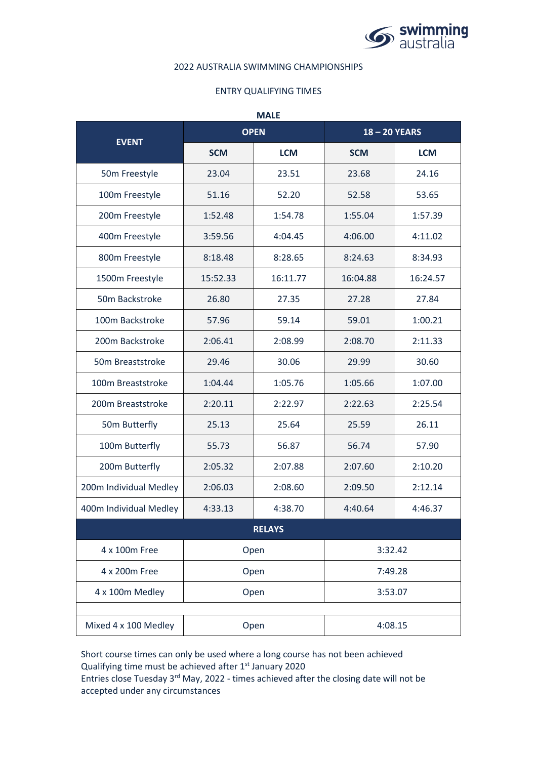2022 AUSTRALIA SWIMMING CHAMPIONSHIPS

ENTRY QUALIFYING TIMES

**MALE**

| EVENT | OPEN | | 18 – 20 YEARS | |
|---|---|---|---|---|
| | SCM | LCM | SCM | LCM |
| 50m Freestyle | 23.04 | 23.51 | 23.68 | 24.16 |
| 100m Freestyle | 51.16 | 52.20 | 52.58 | 53.65 |
| 200m Freestyle | 1:52.48 | 1:54.78 | 1:55.04 | 1:57.39 |
| 400m Freestyle | 3:59.56 | 4:04.45 | 4:06.00 | 4:11.02 |
| 800m Freestyle | 8:18.48 | 8:28.65 | 8:24.63 | 8:34.93 |
| 1500m Freestyle | 15:52.33 | 16:11.77 | 16:04.88 | 16:24.57 |
| 50m Backstroke | 26.80 | 27.35 | 27.28 | 27.84 |
| 100m Backstroke | 57.96 | 59.14 | 59.01 | 1:00.21 |
| 200m Backstroke | 2:06.41 | 2:08.99 | 2:08.70 | 2:11.33 |
| 50m Breaststroke | 29.46 | 30.06 | 29.99 | 30.60 |
| 100m Breaststroke | 1:04.44 | 1:05.76 | 1:05.66 | 1:07.00 |
| 200m Breaststroke | 2:20.11 | 2:22.97 | 2:22.63 | 2:25.54 |
| 50m Butterfly | 25.13 | 25.64 | 25.59 | 26.11 |
| 100m Butterfly | 55.73 | 56.87 | 56.74 | 57.90 |
| 200m Butterfly | 2:05.32 | 2:07.88 | 2:07.60 | 2:10.20 |
| 200m Individual Medley | 2:06.03 | 2:08.60 | 2:09.50 | 2:12.14 |
| 400m Individual Medley | 4:33.13 | 4:38.70 | 4:40.64 | 4:46.37 |
| **RELAYS** | | | | |
| 4 x 100m Free | Open | | 3:32.42 | |
| 4 x 200m Free | Open | | 7:49.28 | |
| 4 x 100m Medley | Open | | 3:53.07 | |
| | | | | |
| Mixed 4 x 100 Medley | Open | | 4:08.15 | |

Short course times can only be used where a long course has not been achieved
Qualifying time must be achieved after 1st January 2020
Entries close Tuesday 3rd May, 2022 - times achieved after the closing date will not be accepted under any circumstances